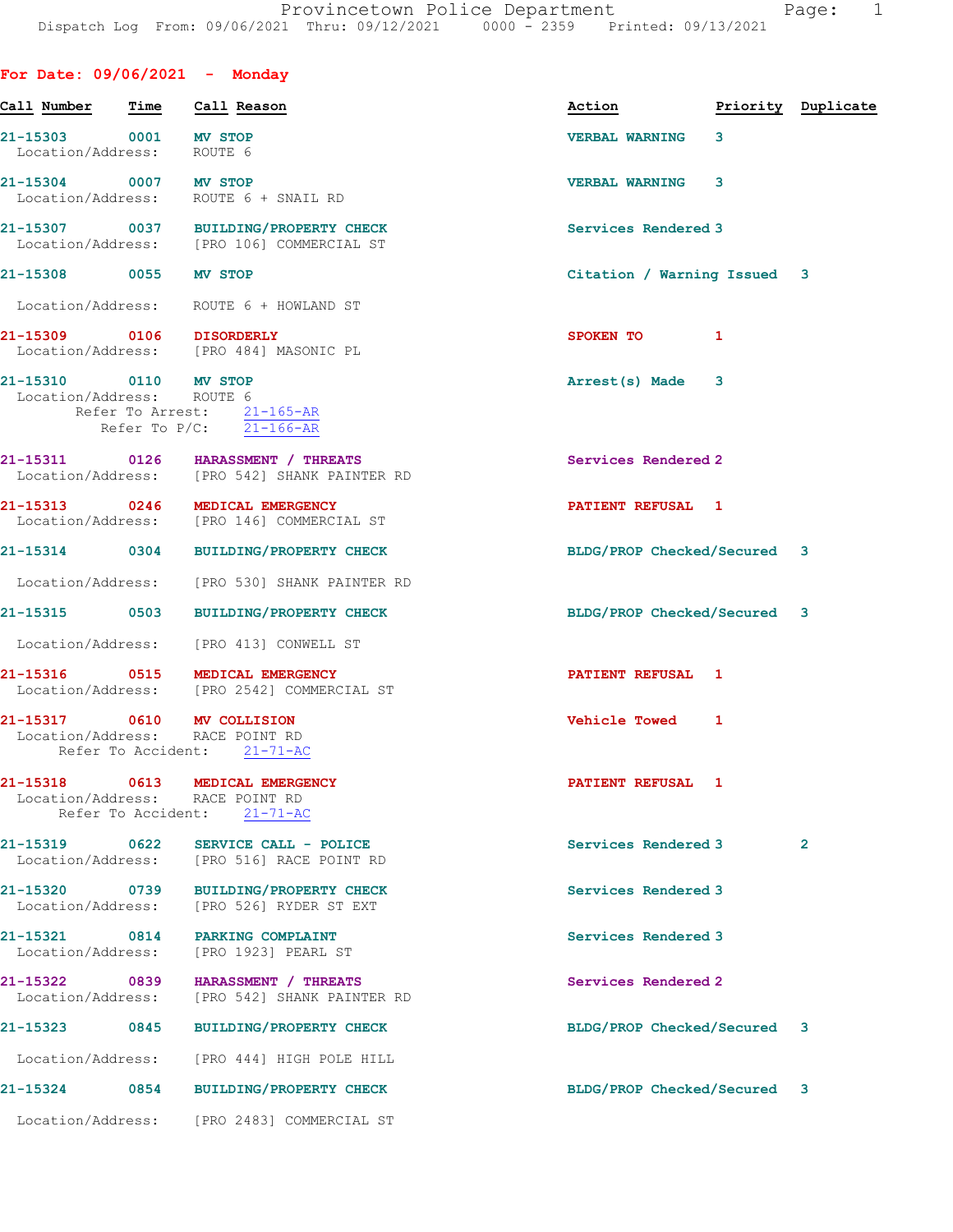Provincetown Police Department
Dispatch Log From: 09/06/2021 Thru: 09/12/2021 0000 - 2359 Printed: 09/13/2021

## For Date: 09/06/2021 - Monday

| Call Number | Time | Call Reason | Action | Priority | Duplicate |
|---|---|---|---|---|---|
| 21-15303 | 0001 | MV STOP | VERBAL WARNING | 3 | |
| Location/Address: | | ROUTE 6 | | | |
| 21-15304 | 0007 | MV STOP | VERBAL WARNING | 3 | |
| Location/Address: | | ROUTE 6 + SNAIL RD | | | |
| 21-15307 | 0037 | BUILDING/PROPERTY CHECK | Services Rendered | 3 | |
| Location/Address: | | [PRO 106] COMMERCIAL ST | | | |
| 21-15308 | 0055 | MV STOP | Citation / Warning Issued | 3 | |
| Location/Address: | | ROUTE 6 + HOWLAND ST | | | |
| 21-15309 | 0106 | DISORDERLY | SPOKEN TO | 1 | |
| Location/Address: | | [PRO 484] MASONIC PL | | | |
| 21-15310 | 0110 | MV STOP | Arrest(s) Made | 3 | |
| Location/Address: | | ROUTE 6 | | | |
| Refer To Arrest: | | 21-165-AR | | | |
| Refer To P/C: | | 21-166-AR | | | |
| 21-15311 | 0126 | HARASSMENT / THREATS | Services Rendered | 2 | |
| Location/Address: | | [PRO 542] SHANK PAINTER RD | | | |
| 21-15313 | 0246 | MEDICAL EMERGENCY | PATIENT REFUSAL | 1 | |
| Location/Address: | | [PRO 146] COMMERCIAL ST | | | |
| 21-15314 | 0304 | BUILDING/PROPERTY CHECK | BLDG/PROP Checked/Secured | 3 | |
| Location/Address: | | [PRO 530] SHANK PAINTER RD | | | |
| 21-15315 | 0503 | BUILDING/PROPERTY CHECK | BLDG/PROP Checked/Secured | 3 | |
| Location/Address: | | [PRO 413] CONWELL ST | | | |
| 21-15316 | 0515 | MEDICAL EMERGENCY | PATIENT REFUSAL | 1 | |
| Location/Address: | | [PRO 2542] COMMERCIAL ST | | | |
| 21-15317 | 0610 | MV COLLISION | Vehicle Towed | 1 | |
| Location/Address: | | RACE POINT RD | | | |
| Refer To Accident: | | 21-71-AC | | | |
| 21-15318 | 0613 | MEDICAL EMERGENCY | PATIENT REFUSAL | 1 | |
| Location/Address: | | RACE POINT RD | | | |
| Refer To Accident: | | 21-71-AC | | | |
| 21-15319 | 0622 | SERVICE CALL - POLICE | Services Rendered | 3 | 2 |
| Location/Address: | | [PRO 516] RACE POINT RD | | | |
| 21-15320 | 0739 | BUILDING/PROPERTY CHECK | Services Rendered | 3 | |
| Location/Address: | | [PRO 526] RYDER ST EXT | | | |
| 21-15321 | 0814 | PARKING COMPLAINT | Services Rendered | 3 | |
| Location/Address: | | [PRO 1923] PEARL ST | | | |
| 21-15322 | 0839 | HARASSMENT / THREATS | Services Rendered | 2 | |
| Location/Address: | | [PRO 542] SHANK PAINTER RD | | | |
| 21-15323 | 0845 | BUILDING/PROPERTY CHECK | BLDG/PROP Checked/Secured | 3 | |
| Location/Address: | | [PRO 444] HIGH POLE HILL | | | |
| 21-15324 | 0854 | BUILDING/PROPERTY CHECK | BLDG/PROP Checked/Secured | 3 | |
| Location/Address: | | [PRO 2483] COMMERCIAL ST | | | |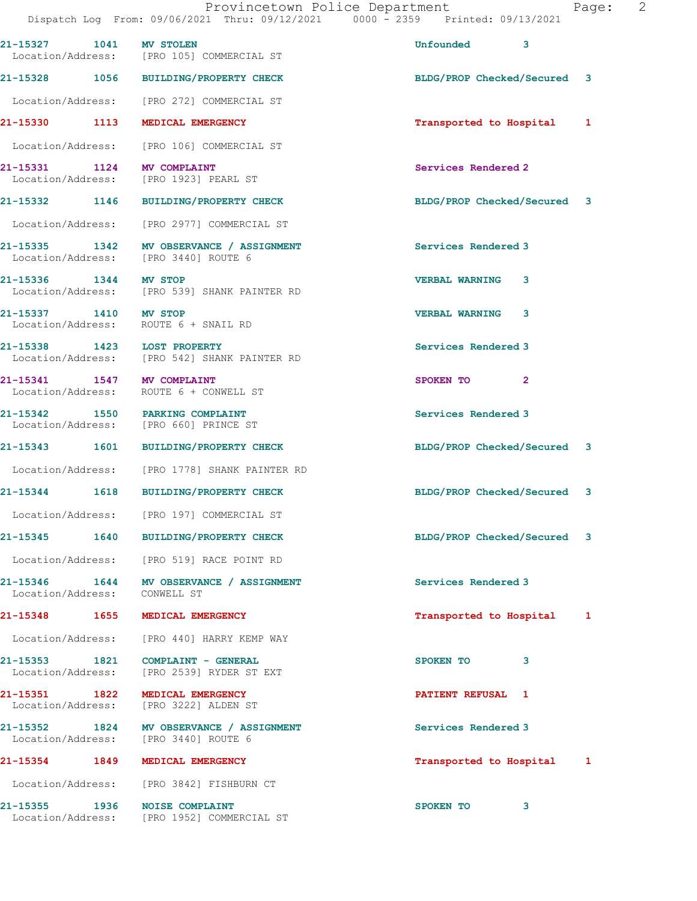| Call Number | Time | Call Reason | Action | Priority |
|---|---|---|---|---|
| 21-15327 | 1041 | MV STOLEN | Unfounded | 3 |
| Location/Address: | | [PRO 105] COMMERCIAL ST | | |
| 21-15328 | 1056 | BUILDING/PROPERTY CHECK | BLDG/PROP Checked/Secured | 3 |
| Location/Address: | | [PRO 272] COMMERCIAL ST | | |
| 21-15330 | 1113 | MEDICAL EMERGENCY | Transported to Hospital | 1 |
| Location/Address: | | [PRO 106] COMMERCIAL ST | | |
| 21-15331 | 1124 | MV COMPLAINT | Services Rendered | 2 |
| Location/Address: | | [PRO 1923] PEARL ST | | |
| 21-15332 | 1146 | BUILDING/PROPERTY CHECK | BLDG/PROP Checked/Secured | 3 |
| Location/Address: | | [PRO 2977] COMMERCIAL ST | | |
| 21-15335 | 1342 | MV OBSERVANCE / ASSIGNMENT | Services Rendered | 3 |
| Location/Address: | | [PRO 3440] ROUTE 6 | | |
| 21-15336 | 1344 | MV STOP | VERBAL WARNING | 3 |
| Location/Address: | | [PRO 539] SHANK PAINTER RD | | |
| 21-15337 | 1410 | MV STOP | VERBAL WARNING | 3 |
| Location/Address: | | ROUTE 6 + SNAIL RD | | |
| 21-15338 | 1423 | LOST PROPERTY | Services Rendered | 3 |
| Location/Address: | | [PRO 542] SHANK PAINTER RD | | |
| 21-15341 | 1547 | MV COMPLAINT | SPOKEN TO | 2 |
| Location/Address: | | ROUTE 6 + CONWELL ST | | |
| 21-15342 | 1550 | PARKING COMPLAINT | Services Rendered | 3 |
| Location/Address: | | [PRO 660] PRINCE ST | | |
| 21-15343 | 1601 | BUILDING/PROPERTY CHECK | BLDG/PROP Checked/Secured | 3 |
| Location/Address: | | [PRO 1778] SHANK PAINTER RD | | |
| 21-15344 | 1618 | BUILDING/PROPERTY CHECK | BLDG/PROP Checked/Secured | 3 |
| Location/Address: | | [PRO 197] COMMERCIAL ST | | |
| 21-15345 | 1640 | BUILDING/PROPERTY CHECK | BLDG/PROP Checked/Secured | 3 |
| Location/Address: | | [PRO 519] RACE POINT RD | | |
| 21-15346 | 1644 | MV OBSERVANCE / ASSIGNMENT | Services Rendered | 3 |
| Location/Address: | | CONWELL ST | | |
| 21-15348 | 1655 | MEDICAL EMERGENCY | Transported to Hospital | 1 |
| Location/Address: | | [PRO 440] HARRY KEMP WAY | | |
| 21-15353 | 1821 | COMPLAINT - GENERAL | SPOKEN TO | 3 |
| Location/Address: | | [PRO 2539] RYDER ST EXT | | |
| 21-15351 | 1822 | MEDICAL EMERGENCY | PATIENT REFUSAL | 1 |
| Location/Address: | | [PRO 3222] ALDEN ST | | |
| 21-15352 | 1824 | MV OBSERVANCE / ASSIGNMENT | Services Rendered | 3 |
| Location/Address: | | [PRO 3440] ROUTE 6 | | |
| 21-15354 | 1849 | MEDICAL EMERGENCY | Transported to Hospital | 1 |
| Location/Address: | | [PRO 3842] FISHBURN CT | | |
| 21-15355 | 1936 | NOISE COMPLAINT | SPOKEN TO | 3 |
| Location/Address: | | [PRO 1952] COMMERCIAL ST | | |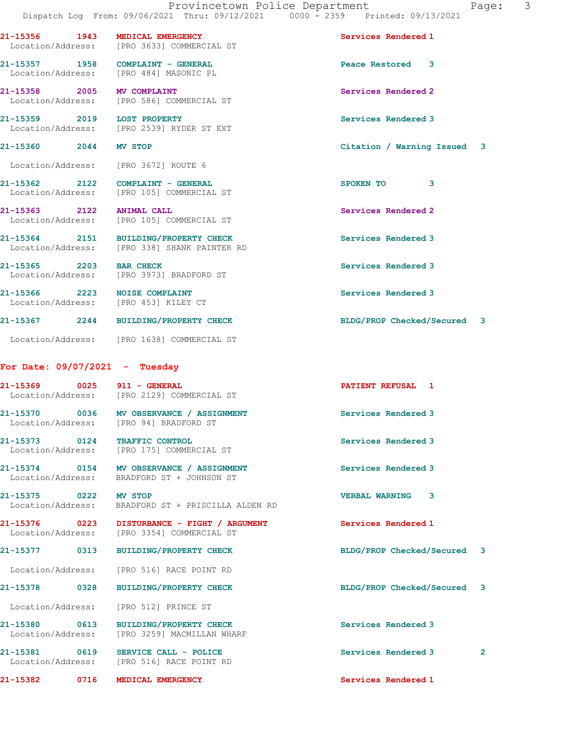21-15356 1943 MEDICAL EMERGENCY Services Rendered 1
Location/Address: [PRO 3633] COMMERCIAL ST

21-15357 1958 COMPLAINT - GENERAL Peace Restored 3
Location/Address: [PRO 484] MASONIC PL

21-15358 2005 MV COMPLAINT Services Rendered 2
Location/Address: [PRO 586] COMMERCIAL ST

21-15359 2019 LOST PROPERTY Services Rendered 3
Location/Address: [PRO 2539] RYDER ST EXT

21-15360 2044 MV STOP Citation / Warning Issued 3
Location/Address: [PRO 3672] ROUTE 6

21-15362 2122 COMPLAINT - GENERAL SPOKEN TO 3
Location/Address: [PRO 105] COMMERCIAL ST

21-15363 2122 ANIMAL CALL Services Rendered 2
Location/Address: [PRO 105] COMMERCIAL ST

21-15364 2151 BUILDING/PROPERTY CHECK Services Rendered 3
Location/Address: [PRO 338] SHANK PAINTER RD

21-15365 2203 BAR CHECK Services Rendered 3
Location/Address: [PRO 3973] BRADFORD ST

21-15366 2223 NOISE COMPLAINT Services Rendered 3
Location/Address: [PRO 453] KILEY CT

21-15367 2244 BUILDING/PROPERTY CHECK BLDG/PROP Checked/Secured 3
Location/Address: [PRO 1638] COMMERCIAL ST

**For Date: 09/07/2021 - Tuesday**

21-15369 0025 911 - GENERAL PATIENT REFUSAL 1
Location/Address: [PRO 2129] COMMERCIAL ST

21-15370 0036 MV OBSERVANCE / ASSIGNMENT Services Rendered 3
Location/Address: [PRO 94] BRADFORD ST

21-15373 0124 TRAFFIC CONTROL Services Rendered 3
Location/Address: [PRO 175] COMMERCIAL ST

21-15374 0154 MV OBSERVANCE / ASSIGNMENT Services Rendered 3
Location/Address: BRADFORD ST + JOHNSON ST

21-15375 0222 MV STOP VERBAL WARNING 3
Location/Address: BRADFORD ST + PRISCILLA ALDEN RD

21-15376 0223 DISTURBANCE - FIGHT / ARGUMENT Services Rendered 1
Location/Address: [PRO 3354] COMMERCIAL ST

21-15377 0313 BUILDING/PROPERTY CHECK BLDG/PROP Checked/Secured 3
Location/Address: [PRO 516] RACE POINT RD

21-15378 0328 BUILDING/PROPERTY CHECK BLDG/PROP Checked/Secured 3
Location/Address: [PRO 512] PRINCE ST

21-15380 0613 BUILDING/PROPERTY CHECK Services Rendered 3
Location/Address: [PRO 3259] MACMILLAN WHARF

21-15381 0619 SERVICE CALL - POLICE Services Rendered 3 2
Location/Address: [PRO 516] RACE POINT RD

21-15382 0716 MEDICAL EMERGENCY Services Rendered 1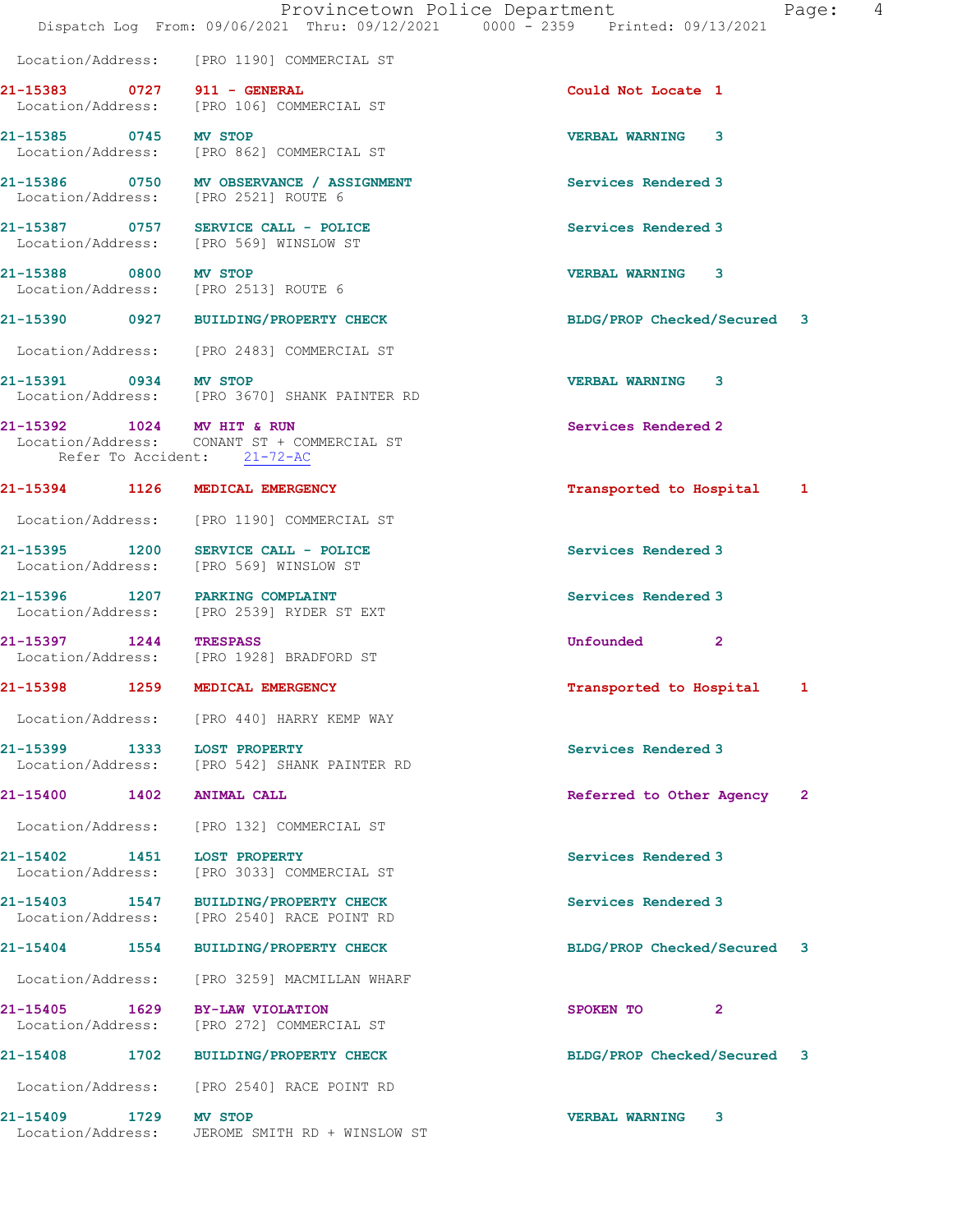Location/Address: [PRO 1190] COMMERCIAL ST

**21-15383 0727 911 - GENERAL** Could Not Locate 1
Location/Address: [PRO 106] COMMERCIAL ST

**21-15385 0745 MV STOP** VERBAL WARNING 3
Location/Address: [PRO 862] COMMERCIAL ST

**21-15386 0750 MV OBSERVANCE / ASSIGNMENT** Services Rendered 3
Location/Address: [PRO 2521] ROUTE 6

**21-15387 0757 SERVICE CALL - POLICE** Services Rendered 3
Location/Address: [PRO 569] WINSLOW ST

**21-15388 0800 MV STOP** VERBAL WARNING 3
Location/Address: [PRO 2513] ROUTE 6

**21-15390 0927 BUILDING/PROPERTY CHECK** BLDG/PROP Checked/Secured 3
Location/Address: [PRO 2483] COMMERCIAL ST

**21-15391 0934 MV STOP** VERBAL WARNING 3
Location/Address: [PRO 3670] SHANK PAINTER RD

**21-15392 1024 MV HIT & RUN** Services Rendered 2
Location/Address: CONANT ST + COMMERCIAL ST
Refer To Accident: 21-72-AC

**21-15394 1126 MEDICAL EMERGENCY** Transported to Hospital 1
Location/Address: [PRO 1190] COMMERCIAL ST

**21-15395 1200 SERVICE CALL - POLICE** Services Rendered 3
Location/Address: [PRO 569] WINSLOW ST

**21-15396 1207 PARKING COMPLAINT** Services Rendered 3
Location/Address: [PRO 2539] RYDER ST EXT

**21-15397 1244 TRESPASS** Unfounded 2
Location/Address: [PRO 1928] BRADFORD ST

**21-15398 1259 MEDICAL EMERGENCY** Transported to Hospital 1
Location/Address: [PRO 440] HARRY KEMP WAY

**21-15399 1333 LOST PROPERTY** Services Rendered 3
Location/Address: [PRO 542] SHANK PAINTER RD

**21-15400 1402 ANIMAL CALL** Referred to Other Agency 2
Location/Address: [PRO 132] COMMERCIAL ST

**21-15402 1451 LOST PROPERTY** Services Rendered 3
Location/Address: [PRO 3033] COMMERCIAL ST

**21-15403 1547 BUILDING/PROPERTY CHECK** Services Rendered 3
Location/Address: [PRO 2540] RACE POINT RD

**21-15404 1554 BUILDING/PROPERTY CHECK** BLDG/PROP Checked/Secured 3
Location/Address: [PRO 3259] MACMILLAN WHARF

**21-15405 1629 BY-LAW VIOLATION** SPOKEN TO 2
Location/Address: [PRO 272] COMMERCIAL ST

**21-15408 1702 BUILDING/PROPERTY CHECK** BLDG/PROP Checked/Secured 3
Location/Address: [PRO 2540] RACE POINT RD

**21-15409 1729 MV STOP** VERBAL WARNING 3
Location/Address: JEROME SMITH RD + WINSLOW ST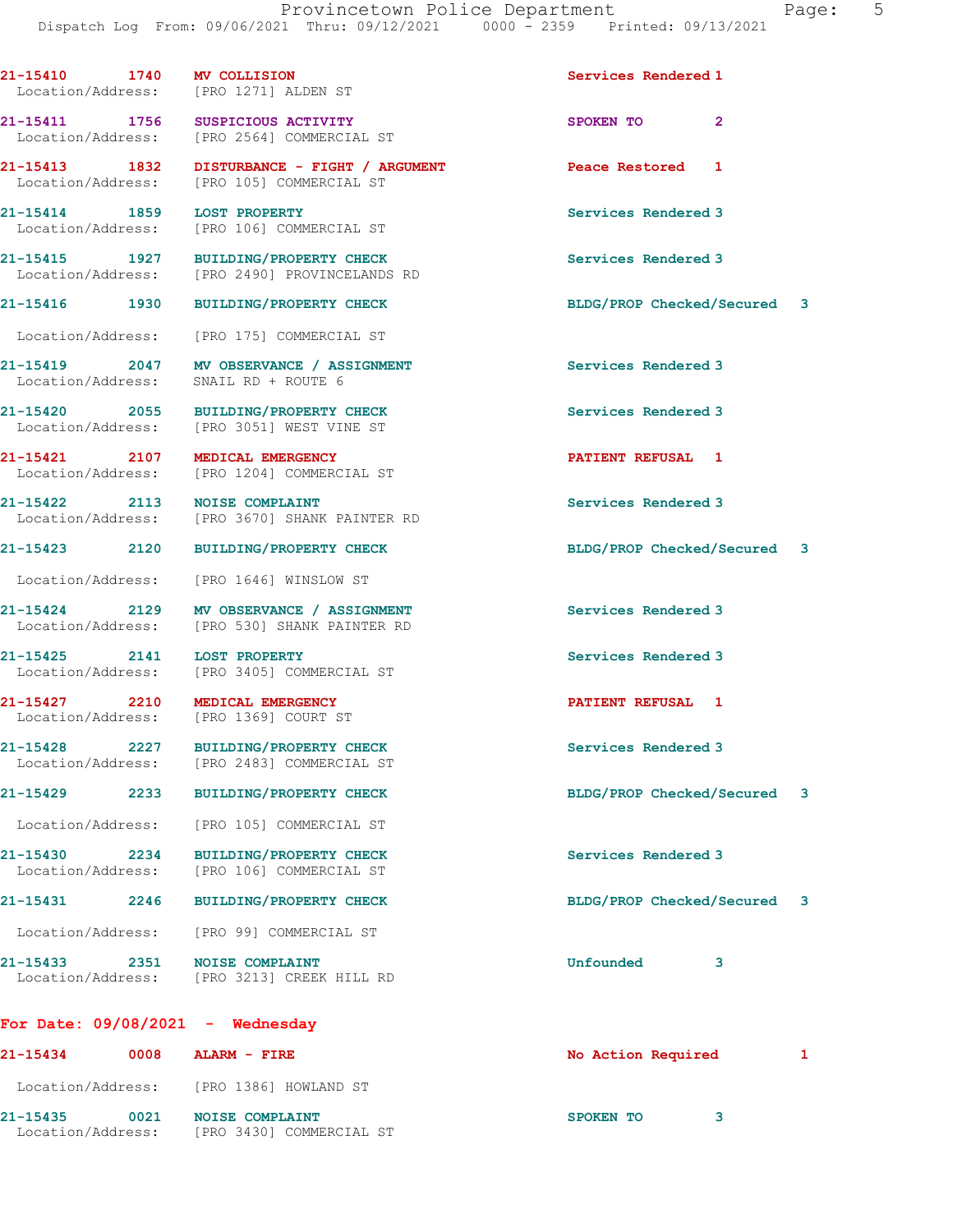| Call Number | Time | Call Reason | Action | Priority |
|---|---|---|---|---|
| 21-15410 | 1740 | MV COLLISION | Services Rendered | 1 |
| Location/Address: | | [PRO 1271] ALDEN ST | | |
| 21-15411 | 1756 | SUSPICIOUS ACTIVITY | SPOKEN TO | 2 |
| Location/Address: | | [PRO 2564] COMMERCIAL ST | | |
| 21-15413 | 1832 | DISTURBANCE - FIGHT / ARGUMENT | Peace Restored | 1 |
| Location/Address: | | [PRO 105] COMMERCIAL ST | | |
| 21-15414 | 1859 | LOST PROPERTY | Services Rendered | 3 |
| Location/Address: | | [PRO 106] COMMERCIAL ST | | |
| 21-15415 | 1927 | BUILDING/PROPERTY CHECK | Services Rendered | 3 |
| Location/Address: | | [PRO 2490] PROVINCELANDS RD | | |
| 21-15416 | 1930 | BUILDING/PROPERTY CHECK | BLDG/PROP Checked/Secured | 3 |
| Location/Address: | | [PRO 175] COMMERCIAL ST | | |
| 21-15419 | 2047 | MV OBSERVANCE / ASSIGNMENT | Services Rendered | 3 |
| Location/Address: | | SNAIL RD + ROUTE 6 | | |
| 21-15420 | 2055 | BUILDING/PROPERTY CHECK | Services Rendered | 3 |
| Location/Address: | | [PRO 3051] WEST VINE ST | | |
| 21-15421 | 2107 | MEDICAL EMERGENCY | PATIENT REFUSAL | 1 |
| Location/Address: | | [PRO 1204] COMMERCIAL ST | | |
| 21-15422 | 2113 | NOISE COMPLAINT | Services Rendered | 3 |
| Location/Address: | | [PRO 3670] SHANK PAINTER RD | | |
| 21-15423 | 2120 | BUILDING/PROPERTY CHECK | BLDG/PROP Checked/Secured | 3 |
| Location/Address: | | [PRO 1646] WINSLOW ST | | |
| 21-15424 | 2129 | MV OBSERVANCE / ASSIGNMENT | Services Rendered | 3 |
| Location/Address: | | [PRO 530] SHANK PAINTER RD | | |
| 21-15425 | 2141 | LOST PROPERTY | Services Rendered | 3 |
| Location/Address: | | [PRO 3405] COMMERCIAL ST | | |
| 21-15427 | 2210 | MEDICAL EMERGENCY | PATIENT REFUSAL | 1 |
| Location/Address: | | [PRO 1369] COURT ST | | |
| 21-15428 | 2227 | BUILDING/PROPERTY CHECK | Services Rendered | 3 |
| Location/Address: | | [PRO 2483] COMMERCIAL ST | | |
| 21-15429 | 2233 | BUILDING/PROPERTY CHECK | BLDG/PROP Checked/Secured | 3 |
| Location/Address: | | [PRO 105] COMMERCIAL ST | | |
| 21-15430 | 2234 | BUILDING/PROPERTY CHECK | Services Rendered | 3 |
| Location/Address: | | [PRO 106] COMMERCIAL ST | | |
| 21-15431 | 2246 | BUILDING/PROPERTY CHECK | BLDG/PROP Checked/Secured | 3 |
| Location/Address: | | [PRO 99] COMMERCIAL ST | | |
| 21-15433 | 2351 | NOISE COMPLAINT | Unfounded | 3 |
| Location/Address: | | [PRO 3213] CREEK HILL RD | | |

**For Date: 09/08/2021 - Wednesday**

| Call Number | Time | Call Reason | Action | Priority |
|---|---|---|---|---|
| 21-15434 | 0008 | ALARM - FIRE | No Action Required | 1 |
| Location/Address: | | [PRO 1386] HOWLAND ST | | |
| 21-15435 | 0021 | NOISE COMPLAINT | SPOKEN TO | 3 |
| Location/Address: | | [PRO 3430] COMMERCIAL ST | | |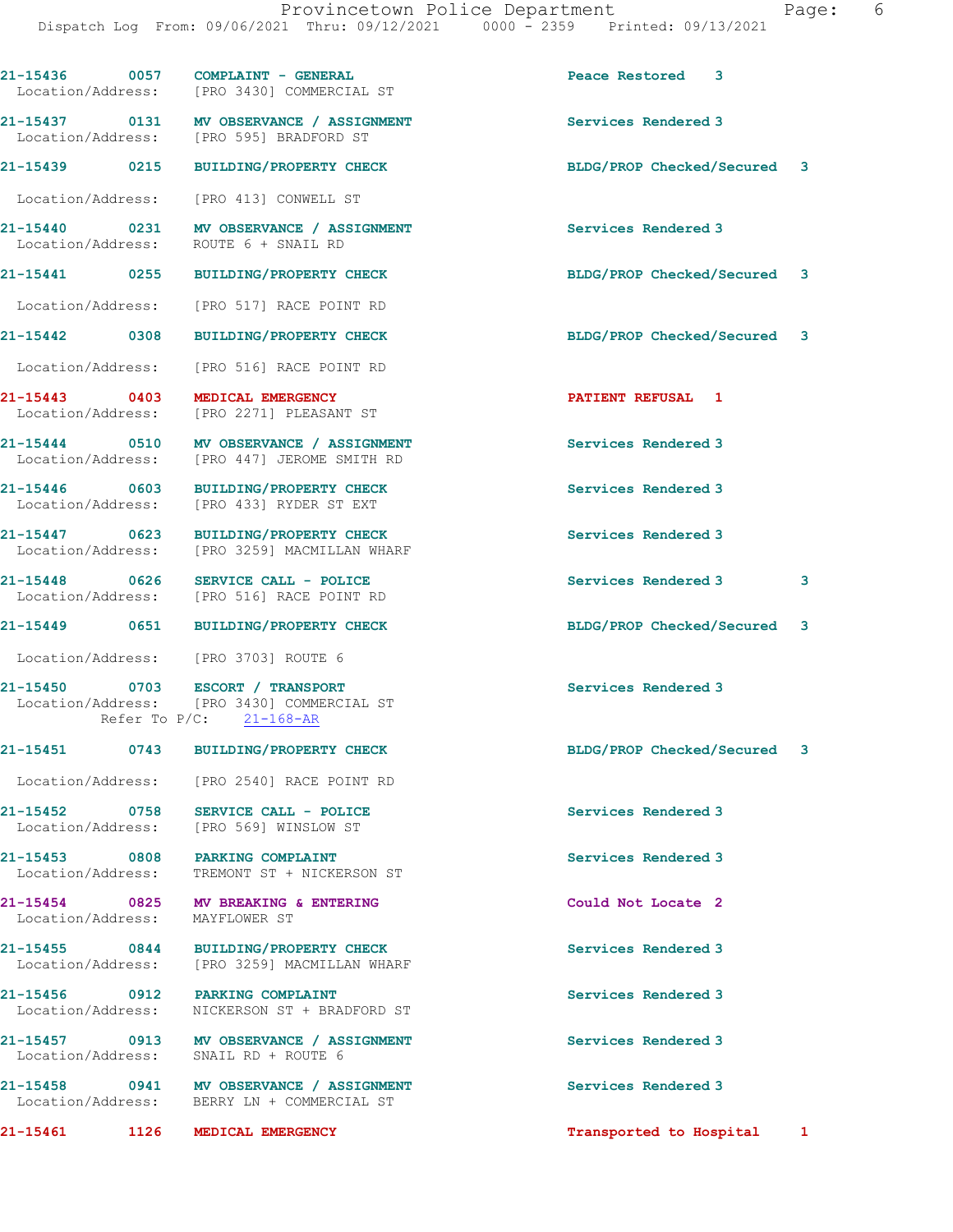| Call Number | Time | Call Reason | Action | Priority |
|---|---|---|---|---|
| 21-15436 | 0057 | COMPLAINT - GENERAL | Peace Restored | 3 |
| Location/Address: | | [PRO 3430] COMMERCIAL ST | | |
| 21-15437 | 0131 | MV OBSERVANCE / ASSIGNMENT | Services Rendered | 3 |
| Location/Address: | | [PRO 595] BRADFORD ST | | |
| 21-15439 | 0215 | BUILDING/PROPERTY CHECK | BLDG/PROP Checked/Secured | 3 |
| Location/Address: | | [PRO 413] CONWELL ST | | |
| 21-15440 | 0231 | MV OBSERVANCE / ASSIGNMENT | Services Rendered | 3 |
| Location/Address: | | ROUTE 6 + SNAIL RD | | |
| 21-15441 | 0255 | BUILDING/PROPERTY CHECK | BLDG/PROP Checked/Secured | 3 |
| Location/Address: | | [PRO 517] RACE POINT RD | | |
| 21-15442 | 0308 | BUILDING/PROPERTY CHECK | BLDG/PROP Checked/Secured | 3 |
| Location/Address: | | [PRO 516] RACE POINT RD | | |
| 21-15443 | 0403 | MEDICAL EMERGENCY | PATIENT REFUSAL | 1 |
| Location/Address: | | [PRO 2271] PLEASANT ST | | |
| 21-15444 | 0510 | MV OBSERVANCE / ASSIGNMENT | Services Rendered | 3 |
| Location/Address: | | [PRO 447] JEROME SMITH RD | | |
| 21-15446 | 0603 | BUILDING/PROPERTY CHECK | Services Rendered | 3 |
| Location/Address: | | [PRO 433] RYDER ST EXT | | |
| 21-15447 | 0623 | BUILDING/PROPERTY CHECK | Services Rendered | 3 |
| Location/Address: | | [PRO 3259] MACMILLAN WHARF | | |
| 21-15448 | 0626 | SERVICE CALL - POLICE | Services Rendered 3 | 3 |
| Location/Address: | | [PRO 516] RACE POINT RD | | |
| 21-15449 | 0651 | BUILDING/PROPERTY CHECK | BLDG/PROP Checked/Secured | 3 |
| Location/Address: | | [PRO 3703] ROUTE 6 | | |
| 21-15450 | 0703 | ESCORT / TRANSPORT | Services Rendered | 3 |
| Location/Address: | | [PRO 3430] COMMERCIAL ST | | |
| Refer To P/C: | | 21-168-AR | | |
| 21-15451 | 0743 | BUILDING/PROPERTY CHECK | BLDG/PROP Checked/Secured | 3 |
| Location/Address: | | [PRO 2540] RACE POINT RD | | |
| 21-15452 | 0758 | SERVICE CALL - POLICE | Services Rendered | 3 |
| Location/Address: | | [PRO 569] WINSLOW ST | | |
| 21-15453 | 0808 | PARKING COMPLAINT | Services Rendered | 3 |
| Location/Address: | | TREMONT ST + NICKERSON ST | | |
| 21-15454 | 0825 | MV BREAKING & ENTERING | Could Not Locate | 2 |
| Location/Address: | | MAYFLOWER ST | | |
| 21-15455 | 0844 | BUILDING/PROPERTY CHECK | Services Rendered | 3 |
| Location/Address: | | [PRO 3259] MACMILLAN WHARF | | |
| 21-15456 | 0912 | PARKING COMPLAINT | Services Rendered | 3 |
| Location/Address: | | NICKERSON ST + BRADFORD ST | | |
| 21-15457 | 0913 | MV OBSERVANCE / ASSIGNMENT | Services Rendered | 3 |
| Location/Address: | | SNAIL RD + ROUTE 6 | | |
| 21-15458 | 0941 | MV OBSERVANCE / ASSIGNMENT | Services Rendered | 3 |
| Location/Address: | | BERRY LN + COMMERCIAL ST | | |
| 21-15461 | 1126 | MEDICAL EMERGENCY | Transported to Hospital | 1 |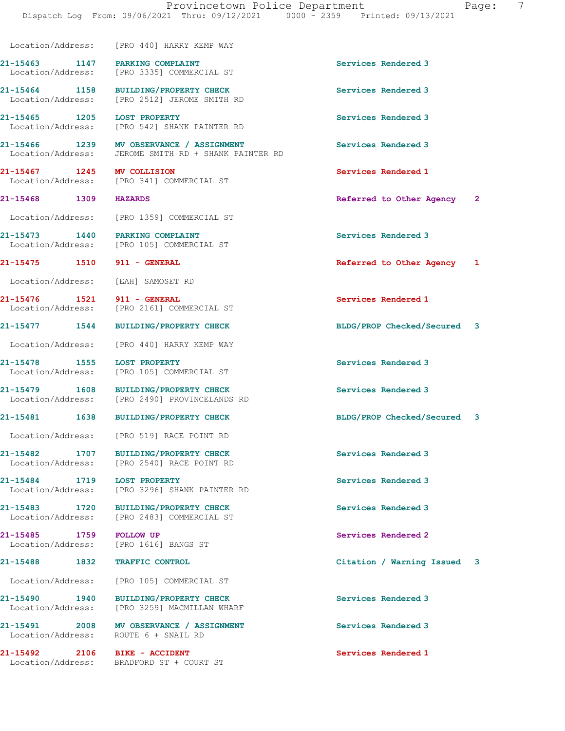Location/Address: [PRO 440] HARRY KEMP WAY

21-15463 1147 PARKING COMPLAINT Services Rendered 3
Location/Address: [PRO 3335] COMMERCIAL ST

21-15464 1158 BUILDING/PROPERTY CHECK Services Rendered 3
Location/Address: [PRO 2512] JEROME SMITH RD

21-15465 1205 LOST PROPERTY Services Rendered 3
Location/Address: [PRO 542] SHANK PAINTER RD

21-15466 1239 MV OBSERVANCE / ASSIGNMENT Services Rendered 3
Location/Address: JEROME SMITH RD + SHANK PAINTER RD

21-15467 1245 MV COLLISION Services Rendered 1
Location/Address: [PRO 341] COMMERCIAL ST

21-15468 1309 HAZARDS Referred to Other Agency 2
Location/Address: [PRO 1359] COMMERCIAL ST

21-15473 1440 PARKING COMPLAINT Services Rendered 3
Location/Address: [PRO 105] COMMERCIAL ST

21-15475 1510 911 - GENERAL Referred to Other Agency 1
Location/Address: [EAH] SAMOSET RD

21-15476 1521 911 - GENERAL Services Rendered 1
Location/Address: [PRO 2161] COMMERCIAL ST

21-15477 1544 BUILDING/PROPERTY CHECK BLDG/PROP Checked/Secured 3
Location/Address: [PRO 440] HARRY KEMP WAY

21-15478 1555 LOST PROPERTY Services Rendered 3
Location/Address: [PRO 105] COMMERCIAL ST

21-15479 1608 BUILDING/PROPERTY CHECK Services Rendered 3
Location/Address: [PRO 2490] PROVINCELANDS RD

21-15481 1638 BUILDING/PROPERTY CHECK BLDG/PROP Checked/Secured 3
Location/Address: [PRO 519] RACE POINT RD

21-15482 1707 BUILDING/PROPERTY CHECK Services Rendered 3
Location/Address: [PRO 2540] RACE POINT RD

21-15484 1719 LOST PROPERTY Services Rendered 3
Location/Address: [PRO 3296] SHANK PAINTER RD

21-15483 1720 BUILDING/PROPERTY CHECK Services Rendered 3
Location/Address: [PRO 2483] COMMERCIAL ST

21-15485 1759 FOLLOW UP Services Rendered 2
Location/Address: [PRO 1616] BANGS ST

21-15488 1832 TRAFFIC CONTROL Citation / Warning Issued 3
Location/Address: [PRO 105] COMMERCIAL ST

21-15490 1940 BUILDING/PROPERTY CHECK Services Rendered 3
Location/Address: [PRO 3259] MACMILLAN WHARF

21-15491 2008 MV OBSERVANCE / ASSIGNMENT Services Rendered 3
Location/Address: ROUTE 6 + SNAIL RD

21-15492 2106 BIKE - ACCIDENT Services Rendered 1
Location/Address: BRADFORD ST + COURT ST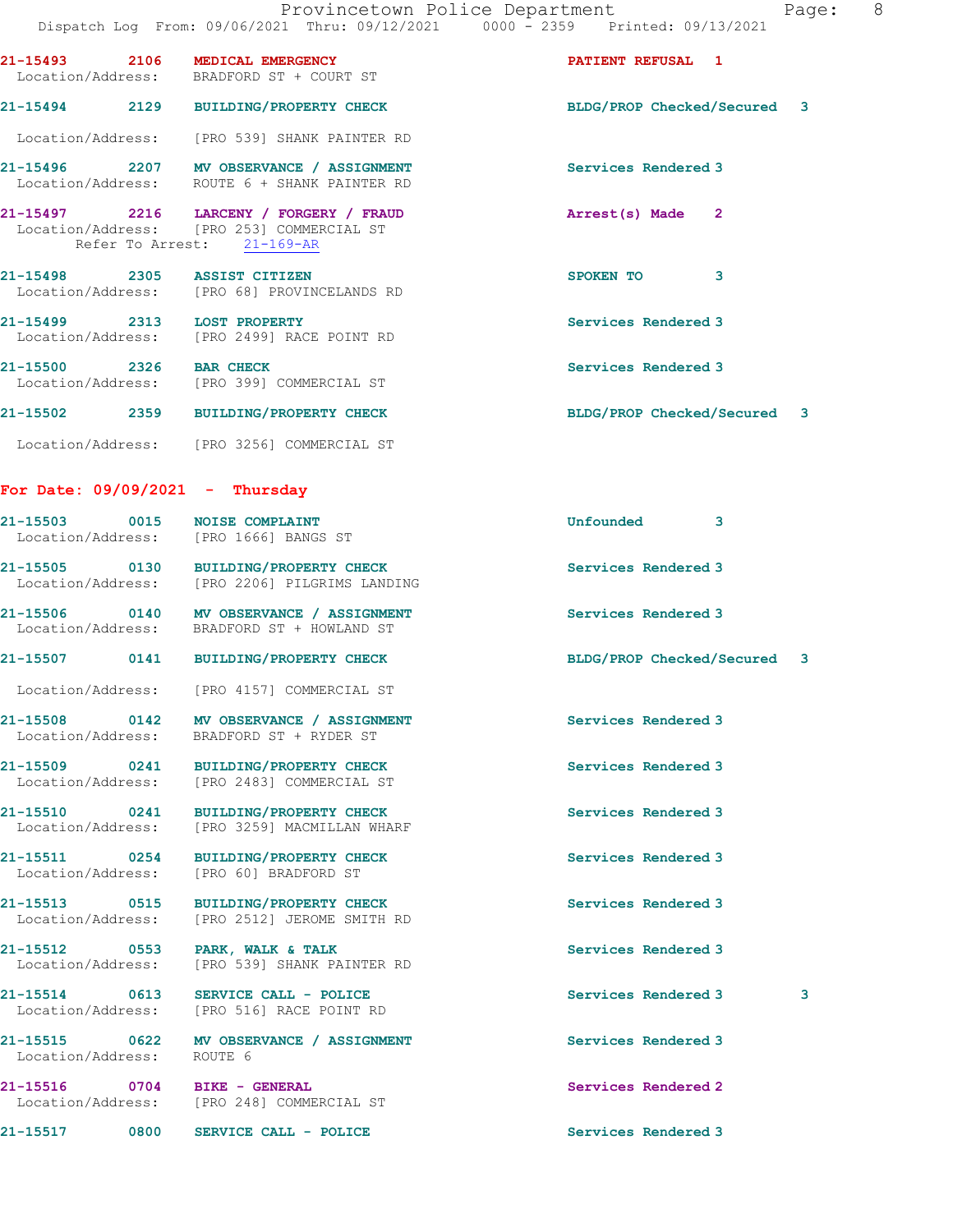21-15493 2106 MEDICAL EMERGENCY PATIENT REFUSAL 1
Location/Address: BRADFORD ST + COURT ST

21-15494 2129 BUILDING/PROPERTY CHECK BLDG/PROP Checked/Secured 3
Location/Address: [PRO 539] SHANK PAINTER RD

21-15496 2207 MV OBSERVANCE / ASSIGNMENT Services Rendered 3
Location/Address: ROUTE 6 + SHANK PAINTER RD

21-15497 2216 LARCENY / FORGERY / FRAUD Arrest(s) Made 2
Location/Address: [PRO 253] COMMERCIAL ST
Refer To Arrest: 21-169-AR

21-15498 2305 ASSIST CITIZEN SPOKEN TO 3
Location/Address: [PRO 68] PROVINCELANDS RD

21-15499 2313 LOST PROPERTY Services Rendered 3
Location/Address: [PRO 2499] RACE POINT RD

21-15500 2326 BAR CHECK Services Rendered 3
Location/Address: [PRO 399] COMMERCIAL ST

21-15502 2359 BUILDING/PROPERTY CHECK BLDG/PROP Checked/Secured 3
Location/Address: [PRO 3256] COMMERCIAL ST

## For Date: 09/09/2021 - Thursday

21-15503 0015 NOISE COMPLAINT Unfounded 3
Location/Address: [PRO 1666] BANGS ST

21-15505 0130 BUILDING/PROPERTY CHECK Services Rendered 3
Location/Address: [PRO 2206] PILGRIMS LANDING

21-15506 0140 MV OBSERVANCE / ASSIGNMENT Services Rendered 3
Location/Address: BRADFORD ST + HOWLAND ST

21-15507 0141 BUILDING/PROPERTY CHECK BLDG/PROP Checked/Secured 3
Location/Address: [PRO 4157] COMMERCIAL ST

21-15508 0142 MV OBSERVANCE / ASSIGNMENT Services Rendered 3
Location/Address: BRADFORD ST + RYDER ST

21-15509 0241 BUILDING/PROPERTY CHECK Services Rendered 3
Location/Address: [PRO 2483] COMMERCIAL ST

21-15510 0241 BUILDING/PROPERTY CHECK Services Rendered 3
Location/Address: [PRO 3259] MACMILLAN WHARF

21-15511 0254 BUILDING/PROPERTY CHECK Services Rendered 3
Location/Address: [PRO 60] BRADFORD ST

21-15513 0515 BUILDING/PROPERTY CHECK Services Rendered 3
Location/Address: [PRO 2512] JEROME SMITH RD

21-15512 0553 PARK, WALK & TALK Services Rendered 3
Location/Address: [PRO 539] SHANK PAINTER RD

21-15514 0613 SERVICE CALL - POLICE Services Rendered 3 3
Location/Address: [PRO 516] RACE POINT RD

21-15515 0622 MV OBSERVANCE / ASSIGNMENT Services Rendered 3
Location/Address: ROUTE 6

21-15516 0704 BIKE - GENERAL Services Rendered 2
Location/Address: [PRO 248] COMMERCIAL ST

21-15517 0800 SERVICE CALL - POLICE Services Rendered 3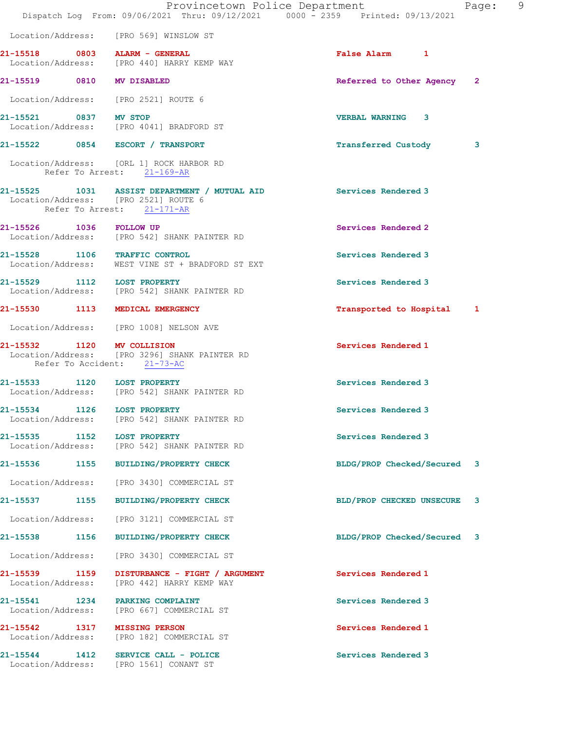Location/Address: [PRO 569] WINSLOW ST

**21-15518 0803 ALARM - GENERAL** False Alarm 1
Location/Address: [PRO 440] HARRY KEMP WAY

**21-15519 0810 MV DISABLED** Referred to Other Agency 2
Location/Address: [PRO 2521] ROUTE 6

**21-15521 0837 MV STOP** VERBAL WARNING 3
Location/Address: [PRO 4041] BRADFORD ST

**21-15522 0854 ESCORT / TRANSPORT** Transferred Custody 3
Location/Address: [ORL 1] ROCK HARBOR RD
Refer To Arrest: 21-169-AR

**21-15525 1031 ASSIST DEPARTMENT / MUTUAL AID** Services Rendered 3
Location/Address: [PRO 2521] ROUTE 6
Refer To Arrest: 21-171-AR

**21-15526 1036 FOLLOW UP** Services Rendered 2
Location/Address: [PRO 542] SHANK PAINTER RD

**21-15528 1106 TRAFFIC CONTROL** Services Rendered 3
Location/Address: WEST VINE ST + BRADFORD ST EXT

**21-15529 1112 LOST PROPERTY** Services Rendered 3
Location/Address: [PRO 542] SHANK PAINTER RD

**21-15530 1113 MEDICAL EMERGENCY** Transported to Hospital 1
Location/Address: [PRO 1008] NELSON AVE

**21-15532 1120 MV COLLISION** Services Rendered 1
Location/Address: [PRO 3296] SHANK PAINTER RD
Refer To Accident: 21-73-AC

**21-15533 1120 LOST PROPERTY** Services Rendered 3
Location/Address: [PRO 542] SHANK PAINTER RD

**21-15534 1126 LOST PROPERTY** Services Rendered 3
Location/Address: [PRO 542] SHANK PAINTER RD

**21-15535 1152 LOST PROPERTY** Services Rendered 3
Location/Address: [PRO 542] SHANK PAINTER RD

**21-15536 1155 BUILDING/PROPERTY CHECK** BLDG/PROP Checked/Secured 3
Location/Address: [PRO 3430] COMMERCIAL ST

**21-15537 1155 BUILDING/PROPERTY CHECK** BLD/PROP CHECKED UNSECURE 3
Location/Address: [PRO 3121] COMMERCIAL ST

**21-15538 1156 BUILDING/PROPERTY CHECK** BLDG/PROP Checked/Secured 3
Location/Address: [PRO 3430] COMMERCIAL ST

**21-15539 1159 DISTURBANCE - FIGHT / ARGUMENT** Services Rendered 1
Location/Address: [PRO 442] HARRY KEMP WAY

**21-15541 1234 PARKING COMPLAINT** Services Rendered 3
Location/Address: [PRO 667] COMMERCIAL ST

**21-15542 1317 MISSING PERSON** Services Rendered 1
Location/Address: [PRO 182] COMMERCIAL ST

**21-15544 1412 SERVICE CALL - POLICE** Services Rendered 3
Location/Address: [PRO 1561] CONANT ST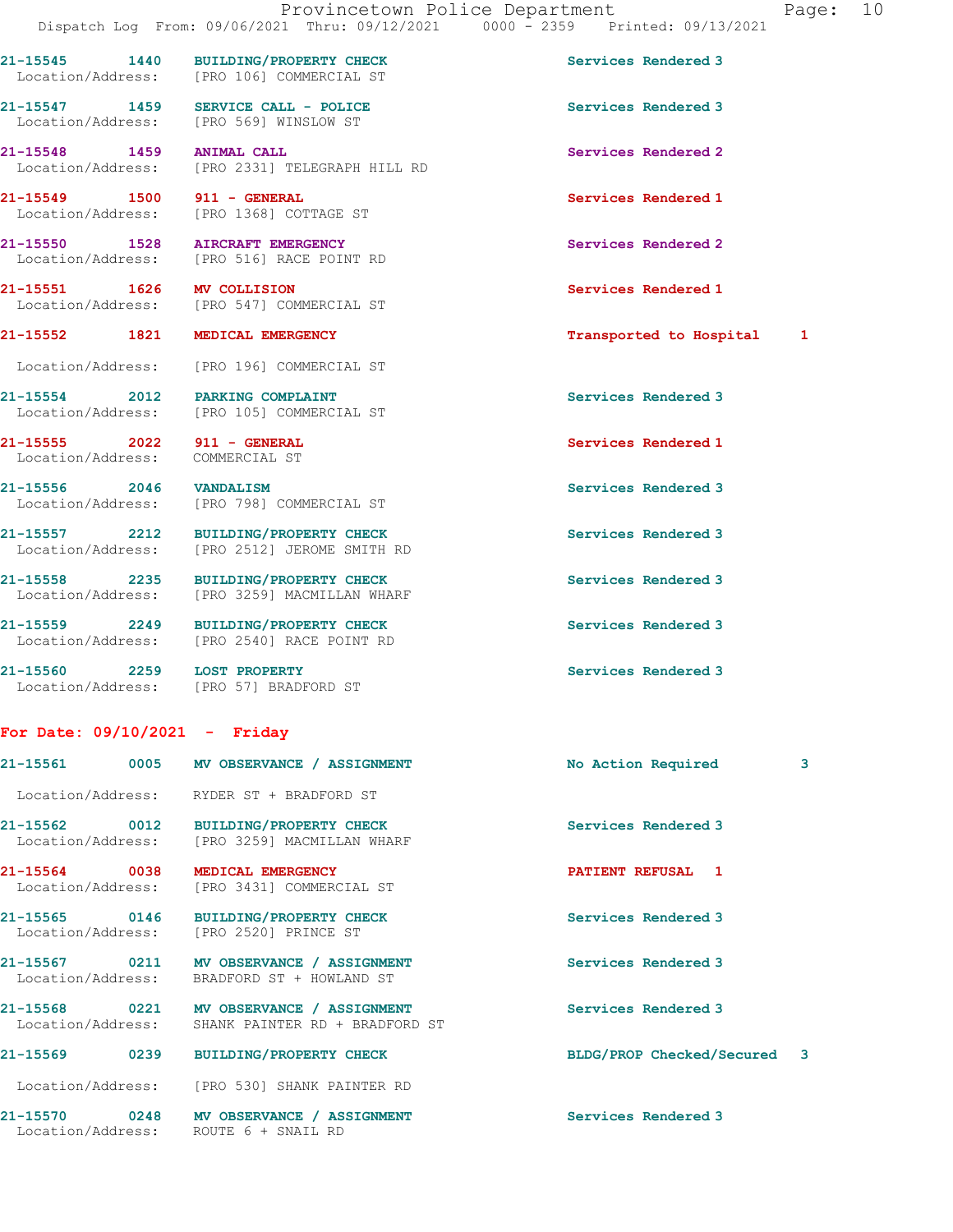21-15545 1440 BUILDING/PROPERTY CHECK Services Rendered 3
Location/Address: [PRO 106] COMMERCIAL ST

21-15547 1459 SERVICE CALL - POLICE Services Rendered 3
Location/Address: [PRO 569] WINSLOW ST

21-15548 1459 ANIMAL CALL Services Rendered 2
Location/Address: [PRO 2331] TELEGRAPH HILL RD

21-15549 1500 911 - GENERAL Services Rendered 1
Location/Address: [PRO 1368] COTTAGE ST

21-15550 1528 AIRCRAFT EMERGENCY Services Rendered 2
Location/Address: [PRO 516] RACE POINT RD

21-15551 1626 MV COLLISION Services Rendered 1
Location/Address: [PRO 547] COMMERCIAL ST

21-15552 1821 MEDICAL EMERGENCY Transported to Hospital 1
Location/Address: [PRO 196] COMMERCIAL ST

21-15554 2012 PARKING COMPLAINT Services Rendered 3
Location/Address: [PRO 105] COMMERCIAL ST

21-15555 2022 911 - GENERAL Services Rendered 1
Location/Address: COMMERCIAL ST

21-15556 2046 VANDALISM Services Rendered 3
Location/Address: [PRO 798] COMMERCIAL ST

21-15557 2212 BUILDING/PROPERTY CHECK Services Rendered 3
Location/Address: [PRO 2512] JEROME SMITH RD

21-15558 2235 BUILDING/PROPERTY CHECK Services Rendered 3
Location/Address: [PRO 3259] MACMILLAN WHARF

21-15559 2249 BUILDING/PROPERTY CHECK Services Rendered 3
Location/Address: [PRO 2540] RACE POINT RD

21-15560 2259 LOST PROPERTY Services Rendered 3
Location/Address: [PRO 57] BRADFORD ST

**For Date: 09/10/2021 - Friday**

21-15561 0005 MV OBSERVANCE / ASSIGNMENT No Action Required 3
Location/Address: RYDER ST + BRADFORD ST

21-15562 0012 BUILDING/PROPERTY CHECK Services Rendered 3
Location/Address: [PRO 3259] MACMILLAN WHARF

21-15564 0038 MEDICAL EMERGENCY PATIENT REFUSAL 1
Location/Address: [PRO 3431] COMMERCIAL ST

21-15565 0146 BUILDING/PROPERTY CHECK Services Rendered 3
Location/Address: [PRO 2520] PRINCE ST

21-15567 0211 MV OBSERVANCE / ASSIGNMENT Services Rendered 3
Location/Address: BRADFORD ST + HOWLAND ST

21-15568 0221 MV OBSERVANCE / ASSIGNMENT Services Rendered 3
Location/Address: SHANK PAINTER RD + BRADFORD ST

21-15569 0239 BUILDING/PROPERTY CHECK BLDG/PROP Checked/Secured 3
Location/Address: [PRO 530] SHANK PAINTER RD

21-15570 0248 MV OBSERVANCE / ASSIGNMENT Services Rendered 3
Location/Address: ROUTE 6 + SNAIL RD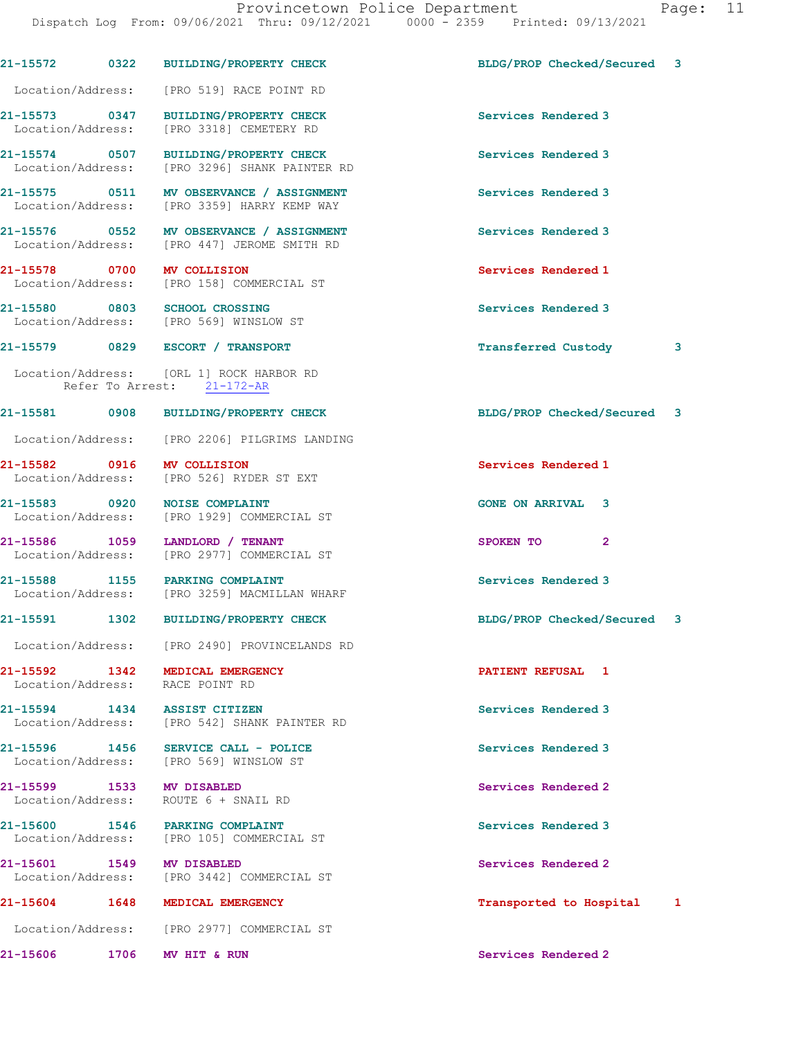21-15572 0322 BUILDING/PROPERTY CHECK BLDG/PROP Checked/Secured 3

Location/Address: [PRO 519] RACE POINT RD

21-15573 0347 BUILDING/PROPERTY CHECK Services Rendered 3
Location/Address: [PRO 3318] CEMETERY RD

21-15574 0507 BUILDING/PROPERTY CHECK Services Rendered 3
Location/Address: [PRO 3296] SHANK PAINTER RD

21-15575 0511 MV OBSERVANCE / ASSIGNMENT Services Rendered 3
Location/Address: [PRO 3359] HARRY KEMP WAY

21-15576 0552 MV OBSERVANCE / ASSIGNMENT Services Rendered 3
Location/Address: [PRO 447] JEROME SMITH RD

21-15578 0700 MV COLLISION Services Rendered 1
Location/Address: [PRO 158] COMMERCIAL ST

21-15580 0803 SCHOOL CROSSING Services Rendered 3
Location/Address: [PRO 569] WINSLOW ST

21-15579 0829 ESCORT / TRANSPORT Transferred Custody 3

Location/Address: [ORL 1] ROCK HARBOR RD
Refer To Arrest: 21-172-AR

21-15581 0908 BUILDING/PROPERTY CHECK BLDG/PROP Checked/Secured 3

Location/Address: [PRO 2206] PILGRIMS LANDING

21-15582 0916 MV COLLISION Services Rendered 1
Location/Address: [PRO 526] RYDER ST EXT

21-15583 0920 NOISE COMPLAINT GONE ON ARRIVAL 3
Location/Address: [PRO 1929] COMMERCIAL ST

21-15586 1059 LANDLORD / TENANT SPOKEN TO 2
Location/Address: [PRO 2977] COMMERCIAL ST

21-15588 1155 PARKING COMPLAINT Services Rendered 3
Location/Address: [PRO 3259] MACMILLAN WHARF

21-15591 1302 BUILDING/PROPERTY CHECK BLDG/PROP Checked/Secured 3

Location/Address: [PRO 2490] PROVINCELANDS RD

21-15592 1342 MEDICAL EMERGENCY PATIENT REFUSAL 1
Location/Address: RACE POINT RD

21-15594 1434 ASSIST CITIZEN Services Rendered 3
Location/Address: [PRO 542] SHANK PAINTER RD

21-15596 1456 SERVICE CALL - POLICE Services Rendered 3
Location/Address: [PRO 569] WINSLOW ST

21-15599 1533 MV DISABLED Services Rendered 2
Location/Address: ROUTE 6 + SNAIL RD

21-15600 1546 PARKING COMPLAINT Services Rendered 3
Location/Address: [PRO 105] COMMERCIAL ST

21-15601 1549 MV DISABLED Services Rendered 2
Location/Address: [PRO 3442] COMMERCIAL ST

21-15604 1648 MEDICAL EMERGENCY Transported to Hospital 1

Location/Address: [PRO 2977] COMMERCIAL ST

21-15606 1706 MV HIT & RUN Services Rendered 2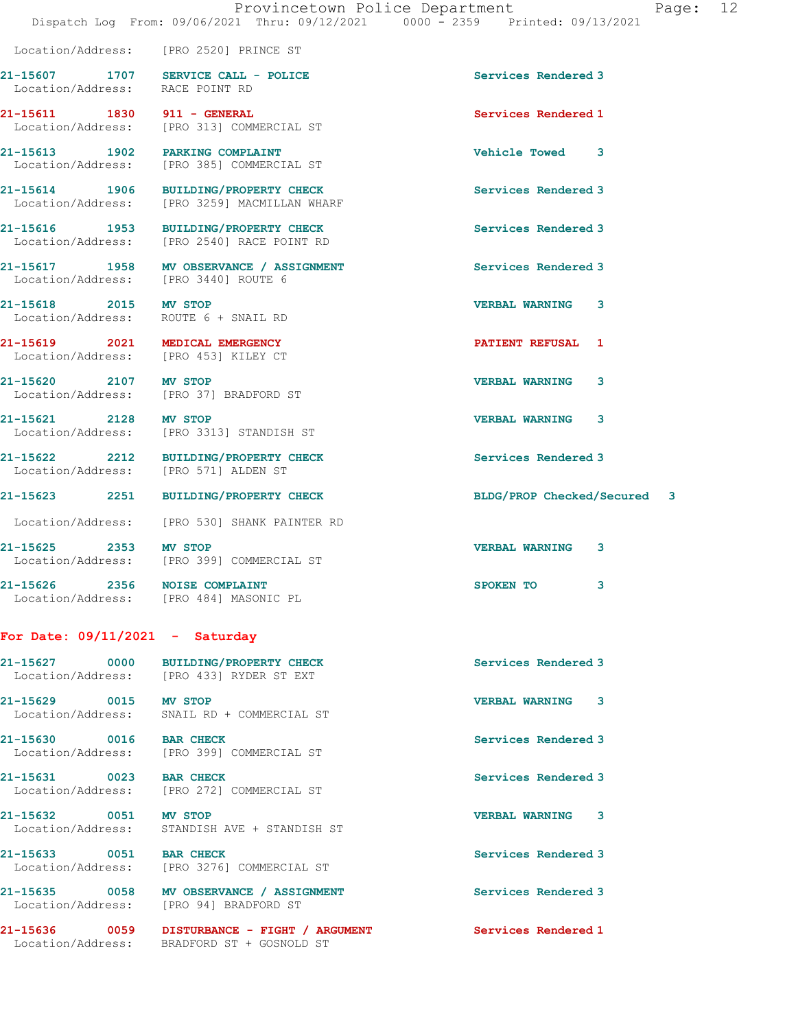Location/Address: [PRO 2520] PRINCE ST

**21-15607 1707 SERVICE CALL - POLICE** Services Rendered 3
Location/Address: RACE POINT RD

**21-15611 1830 911 - GENERAL** Services Rendered 1
Location/Address: [PRO 313] COMMERCIAL ST

**21-15613 1902 PARKING COMPLAINT** Vehicle Towed 3
Location/Address: [PRO 385] COMMERCIAL ST

**21-15614 1906 BUILDING/PROPERTY CHECK** Services Rendered 3
Location/Address: [PRO 3259] MACMILLAN WHARF

**21-15616 1953 BUILDING/PROPERTY CHECK** Services Rendered 3
Location/Address: [PRO 2540] RACE POINT RD

**21-15617 1958 MV OBSERVANCE / ASSIGNMENT** Services Rendered 3
Location/Address: [PRO 3440] ROUTE 6

**21-15618 2015 MV STOP** VERBAL WARNING 3
Location/Address: ROUTE 6 + SNAIL RD

**21-15619 2021 MEDICAL EMERGENCY** PATIENT REFUSAL 1
Location/Address: [PRO 453] KILEY CT

**21-15620 2107 MV STOP** VERBAL WARNING 3
Location/Address: [PRO 37] BRADFORD ST

**21-15621 2128 MV STOP** VERBAL WARNING 3
Location/Address: [PRO 3313] STANDISH ST

**21-15622 2212 BUILDING/PROPERTY CHECK** Services Rendered 3
Location/Address: [PRO 571] ALDEN ST

**21-15623 2251 BUILDING/PROPERTY CHECK** BLDG/PROP Checked/Secured 3
Location/Address: [PRO 530] SHANK PAINTER RD

**21-15625 2353 MV STOP** VERBAL WARNING 3
Location/Address: [PRO 399] COMMERCIAL ST

**21-15626 2356 NOISE COMPLAINT** SPOKEN TO 3
Location/Address: [PRO 484] MASONIC PL

## For Date: 09/11/2021 - Saturday

**21-15627 0000 BUILDING/PROPERTY CHECK** Services Rendered 3
Location/Address: [PRO 433] RYDER ST EXT

**21-15629 0015 MV STOP** VERBAL WARNING 3
Location/Address: SNAIL RD + COMMERCIAL ST

**21-15630 0016 BAR CHECK** Services Rendered 3
Location/Address: [PRO 399] COMMERCIAL ST

**21-15631 0023 BAR CHECK** Services Rendered 3
Location/Address: [PRO 272] COMMERCIAL ST

**21-15632 0051 MV STOP** VERBAL WARNING 3
Location/Address: STANDISH AVE + STANDISH ST

**21-15633 0051 BAR CHECK** Services Rendered 3
Location/Address: [PRO 3276] COMMERCIAL ST

**21-15635 0058 MV OBSERVANCE / ASSIGNMENT** Services Rendered 3
Location/Address: [PRO 94] BRADFORD ST

**21-15636 0059 DISTURBANCE - FIGHT / ARGUMENT** Services Rendered 1
Location/Address: BRADFORD ST + GOSNOLD ST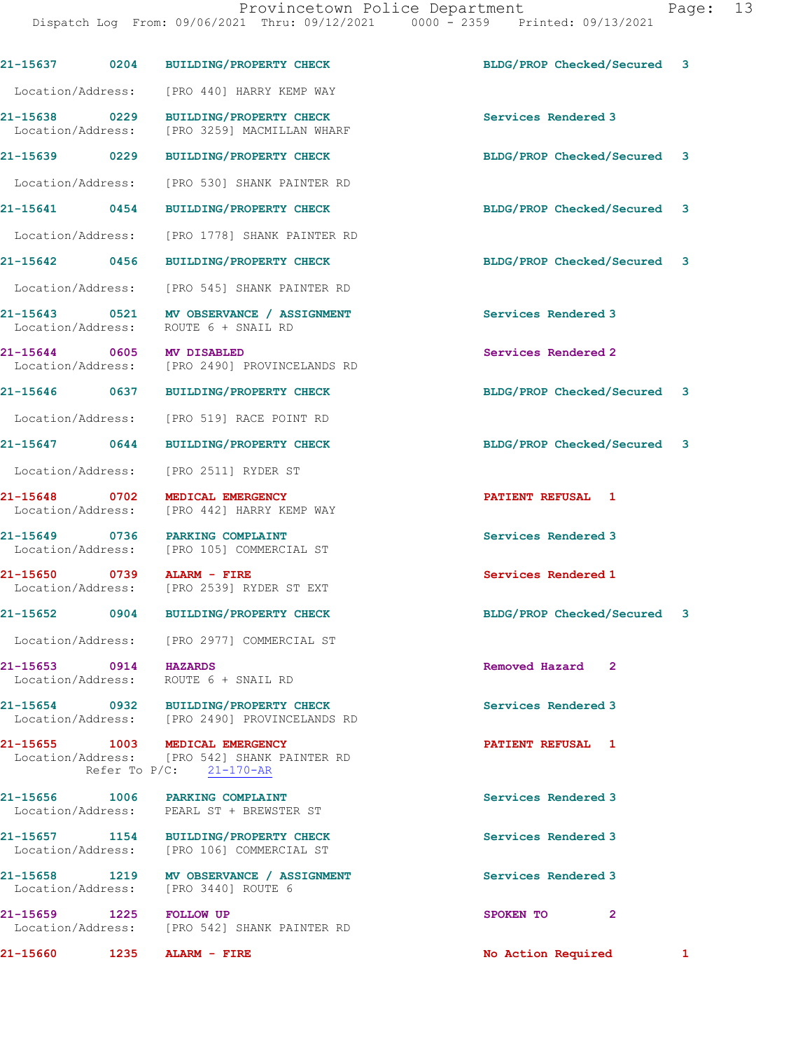21-15637 0204 BUILDING/PROPERTY CHECK BLDG/PROP Checked/Secured 3

Location/Address: [PRO 440] HARRY KEMP WAY

21-15638 0229 BUILDING/PROPERTY CHECK Services Rendered 3
Location/Address: [PRO 3259] MACMILLAN WHARF

21-15639 0229 BUILDING/PROPERTY CHECK BLDG/PROP Checked/Secured 3

Location/Address: [PRO 530] SHANK PAINTER RD

21-15641 0454 BUILDING/PROPERTY CHECK BLDG/PROP Checked/Secured 3

Location/Address: [PRO 1778] SHANK PAINTER RD

21-15642 0456 BUILDING/PROPERTY CHECK BLDG/PROP Checked/Secured 3

Location/Address: [PRO 545] SHANK PAINTER RD

21-15643 0521 MV OBSERVANCE / ASSIGNMENT Services Rendered 3
Location/Address: ROUTE 6 + SNAIL RD

21-15644 0605 MV DISABLED Services Rendered 2
Location/Address: [PRO 2490] PROVINCELANDS RD

21-15646 0637 BUILDING/PROPERTY CHECK BLDG/PROP Checked/Secured 3

Location/Address: [PRO 519] RACE POINT RD

21-15647 0644 BUILDING/PROPERTY CHECK BLDG/PROP Checked/Secured 3

Location/Address: [PRO 2511] RYDER ST

21-15648 0702 MEDICAL EMERGENCY PATIENT REFUSAL 1
Location/Address: [PRO 442] HARRY KEMP WAY

21-15649 0736 PARKING COMPLAINT Services Rendered 3
Location/Address: [PRO 105] COMMERCIAL ST

21-15650 0739 ALARM - FIRE Services Rendered 1
Location/Address: [PRO 2539] RYDER ST EXT

21-15652 0904 BUILDING/PROPERTY CHECK BLDG/PROP Checked/Secured 3

Location/Address: [PRO 2977] COMMERCIAL ST

21-15653 0914 HAZARDS Removed Hazard 2
Location/Address: ROUTE 6 + SNAIL RD

21-15654 0932 BUILDING/PROPERTY CHECK Services Rendered 3
Location/Address: [PRO 2490] PROVINCELANDS RD

21-15655 1003 MEDICAL EMERGENCY PATIENT REFUSAL 1
Location/Address: [PRO 542] SHANK PAINTER RD
Refer To P/C: 21-170-AR

21-15656 1006 PARKING COMPLAINT Services Rendered 3
Location/Address: PEARL ST + BREWSTER ST

21-15657 1154 BUILDING/PROPERTY CHECK Services Rendered 3
Location/Address: [PRO 106] COMMERCIAL ST

21-15658 1219 MV OBSERVANCE / ASSIGNMENT Services Rendered 3
Location/Address: [PRO 3440] ROUTE 6

21-15659 1225 FOLLOW UP SPOKEN TO 2
Location/Address: [PRO 542] SHANK PAINTER RD

21-15660 1235 ALARM - FIRE No Action Required 1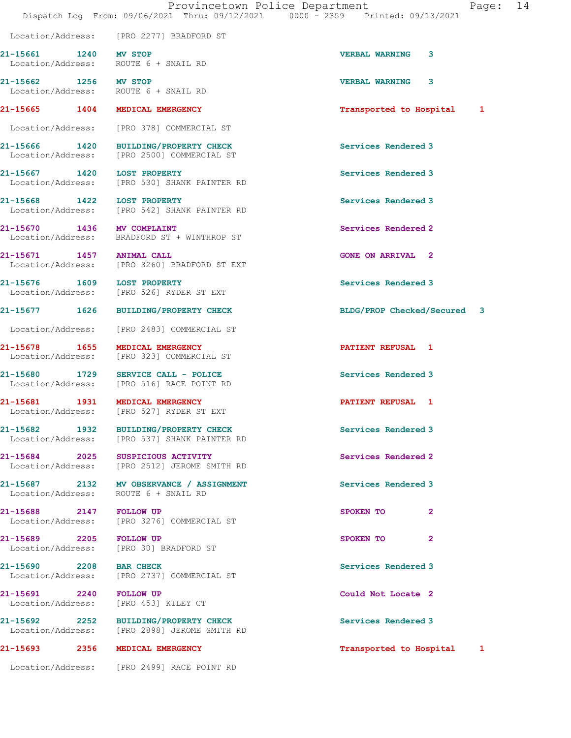Location/Address: [PRO 2277] BRADFORD ST

| Call # | Time | Call Type | Disposition | Priority |
|---|---|---|---|---|
| 21-15661 | 1240 | MV STOP | VERBAL WARNING | 3 |
| | | Location/Address: ROUTE 6 + SNAIL RD | | |
| 21-15662 | 1256 | MV STOP | VERBAL WARNING | 3 |
| | | Location/Address: ROUTE 6 + SNAIL RD | | |
| 21-15665 | 1404 | MEDICAL EMERGENCY | Transported to Hospital | 1 |
| | | Location/Address: [PRO 378] COMMERCIAL ST | | |
| 21-15666 | 1420 | BUILDING/PROPERTY CHECK | Services Rendered | 3 |
| | | Location/Address: [PRO 2500] COMMERCIAL ST | | |
| 21-15667 | 1420 | LOST PROPERTY | Services Rendered | 3 |
| | | Location/Address: [PRO 530] SHANK PAINTER RD | | |
| 21-15668 | 1422 | LOST PROPERTY | Services Rendered | 3 |
| | | Location/Address: [PRO 542] SHANK PAINTER RD | | |
| 21-15670 | 1436 | MV COMPLAINT | Services Rendered | 2 |
| | | Location/Address: BRADFORD ST + WINTHROP ST | | |
| 21-15671 | 1457 | ANIMAL CALL | GONE ON ARRIVAL | 2 |
| | | Location/Address: [PRO 3260] BRADFORD ST EXT | | |
| 21-15676 | 1609 | LOST PROPERTY | Services Rendered | 3 |
| | | Location/Address: [PRO 526] RYDER ST EXT | | |
| 21-15677 | 1626 | BUILDING/PROPERTY CHECK | BLDG/PROP Checked/Secured | 3 |
| | | Location/Address: [PRO 2483] COMMERCIAL ST | | |
| 21-15678 | 1655 | MEDICAL EMERGENCY | PATIENT REFUSAL | 1 |
| | | Location/Address: [PRO 323] COMMERCIAL ST | | |
| 21-15680 | 1729 | SERVICE CALL - POLICE | Services Rendered | 3 |
| | | Location/Address: [PRO 516] RACE POINT RD | | |
| 21-15681 | 1931 | MEDICAL EMERGENCY | PATIENT REFUSAL | 1 |
| | | Location/Address: [PRO 527] RYDER ST EXT | | |
| 21-15682 | 1932 | BUILDING/PROPERTY CHECK | Services Rendered | 3 |
| | | Location/Address: [PRO 537] SHANK PAINTER RD | | |
| 21-15684 | 2025 | SUSPICIOUS ACTIVITY | Services Rendered | 2 |
| | | Location/Address: [PRO 2512] JEROME SMITH RD | | |
| 21-15687 | 2132 | MV OBSERVANCE / ASSIGNMENT | Services Rendered | 3 |
| | | Location/Address: ROUTE 6 + SNAIL RD | | |
| 21-15688 | 2147 | FOLLOW UP | SPOKEN TO | 2 |
| | | Location/Address: [PRO 3276] COMMERCIAL ST | | |
| 21-15689 | 2205 | FOLLOW UP | SPOKEN TO | 2 |
| | | Location/Address: [PRO 30] BRADFORD ST | | |
| 21-15690 | 2208 | BAR CHECK | Services Rendered | 3 |
| | | Location/Address: [PRO 2737] COMMERCIAL ST | | |
| 21-15691 | 2240 | FOLLOW UP | Could Not Locate | 2 |
| | | Location/Address: [PRO 453] KILEY CT | | |
| 21-15692 | 2252 | BUILDING/PROPERTY CHECK | Services Rendered | 3 |
| | | Location/Address: [PRO 2898] JEROME SMITH RD | | |
| 21-15693 | 2356 | MEDICAL EMERGENCY | Transported to Hospital | 1 |
| | | Location/Address: [PRO 2499] RACE POINT RD | | |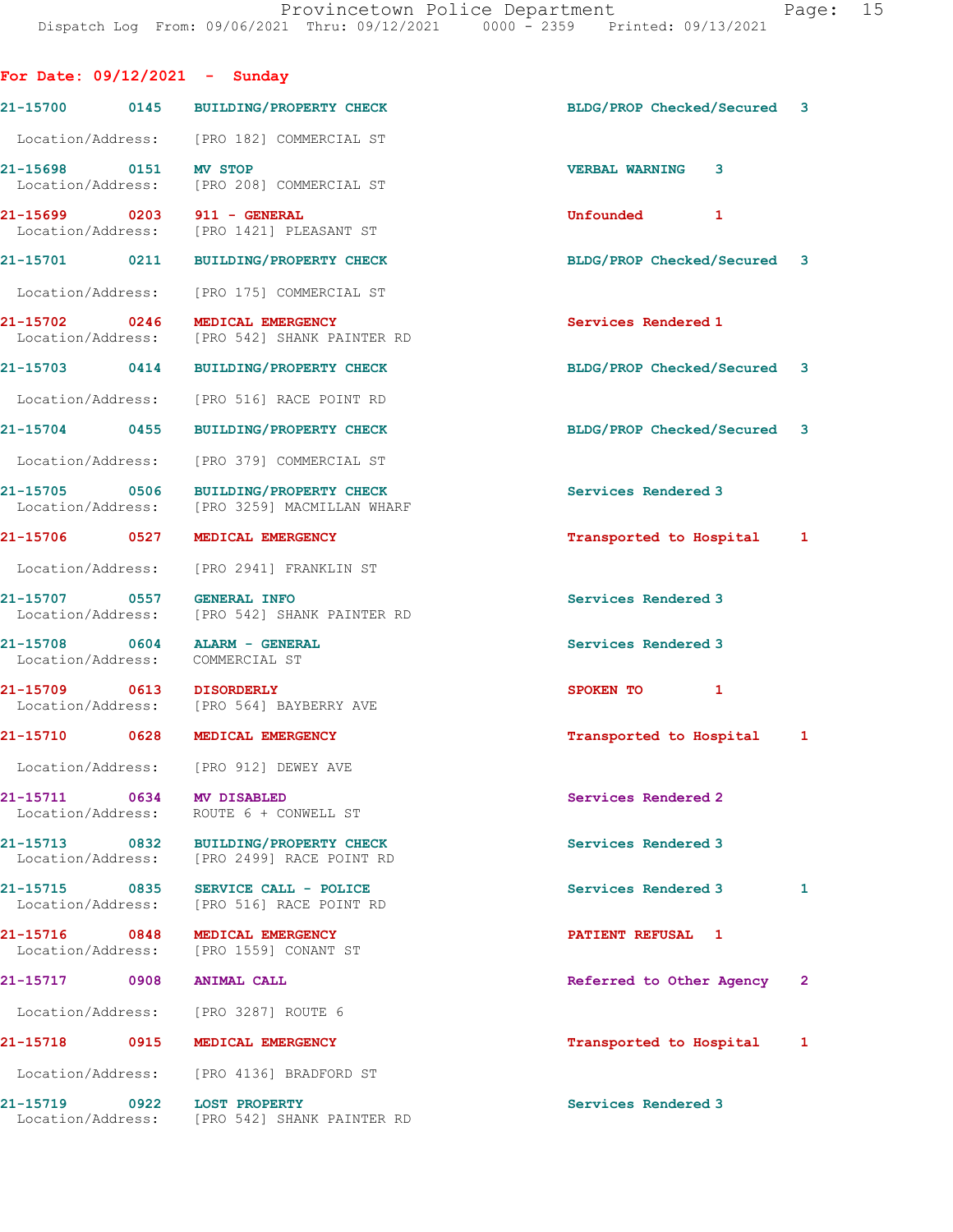## For Date: 09/12/2021 - Sunday

**21-15700** 0145 **BUILDING/PROPERTY CHECK** BLDG/PROP Checked/Secured 3
Location/Address: [PRO 182] COMMERCIAL ST

**21-15698** 0151 **MV STOP** VERBAL WARNING 3
Location/Address: [PRO 208] COMMERCIAL ST

**21-15699** 0203 **911 - GENERAL** Unfounded 1
Location/Address: [PRO 1421] PLEASANT ST

**21-15701** 0211 **BUILDING/PROPERTY CHECK** BLDG/PROP Checked/Secured 3
Location/Address: [PRO 175] COMMERCIAL ST

**21-15702** 0246 **MEDICAL EMERGENCY** Services Rendered 1
Location/Address: [PRO 542] SHANK PAINTER RD

**21-15703** 0414 **BUILDING/PROPERTY CHECK** BLDG/PROP Checked/Secured 3
Location/Address: [PRO 516] RACE POINT RD

**21-15704** 0455 **BUILDING/PROPERTY CHECK** BLDG/PROP Checked/Secured 3
Location/Address: [PRO 379] COMMERCIAL ST

**21-15705** 0506 **BUILDING/PROPERTY CHECK** Services Rendered 3
Location/Address: [PRO 3259] MACMILLAN WHARF

**21-15706** 0527 **MEDICAL EMERGENCY** Transported to Hospital 1
Location/Address: [PRO 2941] FRANKLIN ST

**21-15707** 0557 **GENERAL INFO** Services Rendered 3
Location/Address: [PRO 542] SHANK PAINTER RD

**21-15708** 0604 **ALARM - GENERAL** Services Rendered 3
Location/Address: COMMERCIAL ST

**21-15709** 0613 **DISORDERLY** SPOKEN TO 1
Location/Address: [PRO 564] BAYBERRY AVE

**21-15710** 0628 **MEDICAL EMERGENCY** Transported to Hospital 1
Location/Address: [PRO 912] DEWEY AVE

**21-15711** 0634 **MV DISABLED** Services Rendered 2
Location/Address: ROUTE 6 + CONWELL ST

**21-15713** 0832 **BUILDING/PROPERTY CHECK** Services Rendered 3
Location/Address: [PRO 2499] RACE POINT RD

**21-15715** 0835 **SERVICE CALL - POLICE** Services Rendered 3 1
Location/Address: [PRO 516] RACE POINT RD

**21-15716** 0848 **MEDICAL EMERGENCY** PATIENT REFUSAL 1
Location/Address: [PRO 1559] CONANT ST

**21-15717** 0908 **ANIMAL CALL** Referred to Other Agency 2
Location/Address: [PRO 3287] ROUTE 6

**21-15718** 0915 **MEDICAL EMERGENCY** Transported to Hospital 1
Location/Address: [PRO 4136] BRADFORD ST

**21-15719** 0922 **LOST PROPERTY** Services Rendered 3
Location/Address: [PRO 542] SHANK PAINTER RD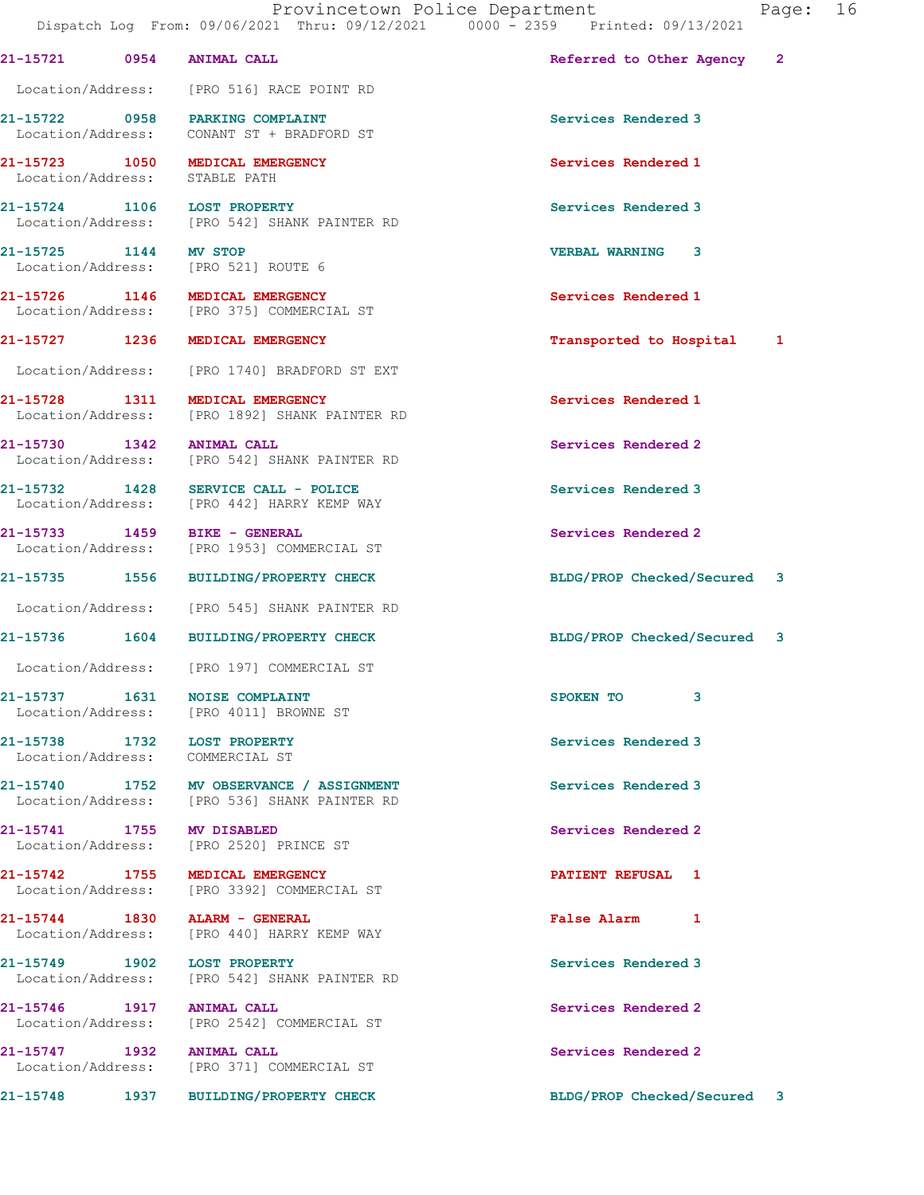| Call Number | Time | Call Reason | Action | Priority |
|---|---|---|---|---|
| 21-15721 | 0954 | ANIMAL CALL | Referred to Other Agency | 2 |

Location/Address: [PRO 516] RACE POINT RD

| Call Number | Time | Call Reason | Action | Priority |
|---|---|---|---|---|
| 21-15722 | 0958 | PARKING COMPLAINT | Services Rendered | 3 |

Location/Address: CONANT ST + BRADFORD ST

| Call Number | Time | Call Reason | Action | Priority |
|---|---|---|---|---|
| 21-15723 | 1050 | MEDICAL EMERGENCY | Services Rendered | 1 |

Location/Address: STABLE PATH

| Call Number | Time | Call Reason | Action | Priority |
|---|---|---|---|---|
| 21-15724 | 1106 | LOST PROPERTY | Services Rendered | 3 |

Location/Address: [PRO 542] SHANK PAINTER RD

| Call Number | Time | Call Reason | Action | Priority |
|---|---|---|---|---|
| 21-15725 | 1144 | MV STOP | VERBAL WARNING | 3 |

Location/Address: [PRO 521] ROUTE 6

| Call Number | Time | Call Reason | Action | Priority |
|---|---|---|---|---|
| 21-15726 | 1146 | MEDICAL EMERGENCY | Services Rendered | 1 |

Location/Address: [PRO 375] COMMERCIAL ST

| Call Number | Time | Call Reason | Action | Priority |
|---|---|---|---|---|
| 21-15727 | 1236 | MEDICAL EMERGENCY | Transported to Hospital | 1 |

Location/Address: [PRO 1740] BRADFORD ST EXT

| Call Number | Time | Call Reason | Action | Priority |
|---|---|---|---|---|
| 21-15728 | 1311 | MEDICAL EMERGENCY | Services Rendered | 1 |

Location/Address: [PRO 1892] SHANK PAINTER RD

| Call Number | Time | Call Reason | Action | Priority |
|---|---|---|---|---|
| 21-15730 | 1342 | ANIMAL CALL | Services Rendered | 2 |

Location/Address: [PRO 542] SHANK PAINTER RD

| Call Number | Time | Call Reason | Action | Priority |
|---|---|---|---|---|
| 21-15732 | 1428 | SERVICE CALL - POLICE | Services Rendered | 3 |

Location/Address: [PRO 442] HARRY KEMP WAY

| Call Number | Time | Call Reason | Action | Priority |
|---|---|---|---|---|
| 21-15733 | 1459 | BIKE - GENERAL | Services Rendered | 2 |

Location/Address: [PRO 1953] COMMERCIAL ST

| Call Number | Time | Call Reason | Action | Priority |
|---|---|---|---|---|
| 21-15735 | 1556 | BUILDING/PROPERTY CHECK | BLDG/PROP Checked/Secured | 3 |

Location/Address: [PRO 545] SHANK PAINTER RD

| Call Number | Time | Call Reason | Action | Priority |
|---|---|---|---|---|
| 21-15736 | 1604 | BUILDING/PROPERTY CHECK | BLDG/PROP Checked/Secured | 3 |

Location/Address: [PRO 197] COMMERCIAL ST

| Call Number | Time | Call Reason | Action | Priority |
|---|---|---|---|---|
| 21-15737 | 1631 | NOISE COMPLAINT | SPOKEN TO | 3 |

Location/Address: [PRO 4011] BROWNE ST

| Call Number | Time | Call Reason | Action | Priority |
|---|---|---|---|---|
| 21-15738 | 1732 | LOST PROPERTY | Services Rendered | 3 |

Location/Address: COMMERCIAL ST

| Call Number | Time | Call Reason | Action | Priority |
|---|---|---|---|---|
| 21-15740 | 1752 | MV OBSERVANCE / ASSIGNMENT | Services Rendered | 3 |

Location/Address: [PRO 536] SHANK PAINTER RD

| Call Number | Time | Call Reason | Action | Priority |
|---|---|---|---|---|
| 21-15741 | 1755 | MV DISABLED | Services Rendered | 2 |

Location/Address: [PRO 2520] PRINCE ST

| Call Number | Time | Call Reason | Action | Priority |
|---|---|---|---|---|
| 21-15742 | 1755 | MEDICAL EMERGENCY | PATIENT REFUSAL | 1 |

Location/Address: [PRO 3392] COMMERCIAL ST

| Call Number | Time | Call Reason | Action | Priority |
|---|---|---|---|---|
| 21-15744 | 1830 | ALARM - GENERAL | False Alarm | 1 |

Location/Address: [PRO 440] HARRY KEMP WAY

| Call Number | Time | Call Reason | Action | Priority |
|---|---|---|---|---|
| 21-15749 | 1902 | LOST PROPERTY | Services Rendered | 3 |

Location/Address: [PRO 542] SHANK PAINTER RD

| Call Number | Time | Call Reason | Action | Priority |
|---|---|---|---|---|
| 21-15746 | 1917 | ANIMAL CALL | Services Rendered | 2 |

Location/Address: [PRO 2542] COMMERCIAL ST

| Call Number | Time | Call Reason | Action | Priority |
|---|---|---|---|---|
| 21-15747 | 1932 | ANIMAL CALL | Services Rendered | 2 |

Location/Address: [PRO 371] COMMERCIAL ST

| Call Number | Time | Call Reason | Action | Priority |
|---|---|---|---|---|
| 21-15748 | 1937 | BUILDING/PROPERTY CHECK | BLDG/PROP Checked/Secured | 3 |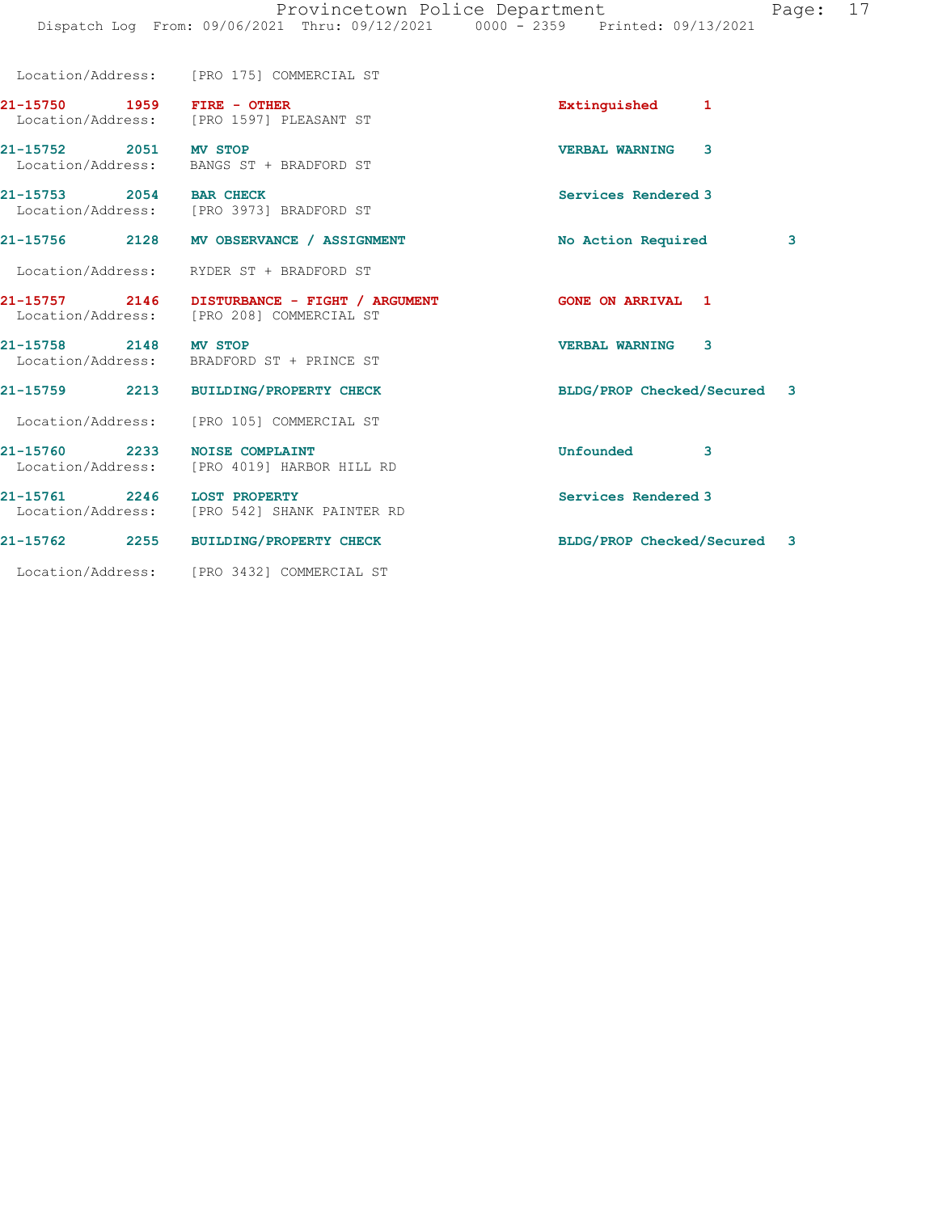Location/Address: [PRO 175] COMMERCIAL ST

**21-15750 1959 FIRE - OTHER** Extinguished 1
Location/Address: [PRO 1597] PLEASANT ST

**21-15752 2051 MV STOP** VERBAL WARNING 3
Location/Address: BANGS ST + BRADFORD ST

**21-15753 2054 BAR CHECK** Services Rendered 3
Location/Address: [PRO 3973] BRADFORD ST

**21-15756 2128 MV OBSERVANCE / ASSIGNMENT** No Action Required 3
Location/Address: RYDER ST + BRADFORD ST

**21-15757 2146 DISTURBANCE - FIGHT / ARGUMENT** GONE ON ARRIVAL 1
Location/Address: [PRO 208] COMMERCIAL ST

**21-15758 2148 MV STOP** VERBAL WARNING 3
Location/Address: BRADFORD ST + PRINCE ST

**21-15759 2213 BUILDING/PROPERTY CHECK** BLDG/PROP Checked/Secured 3
Location/Address: [PRO 105] COMMERCIAL ST

**21-15760 2233 NOISE COMPLAINT** Unfounded 3
Location/Address: [PRO 4019] HARBOR HILL RD

**21-15761 2246 LOST PROPERTY** Services Rendered 3
Location/Address: [PRO 542] SHANK PAINTER RD

**21-15762 2255 BUILDING/PROPERTY CHECK** BLDG/PROP Checked/Secured 3
Location/Address: [PRO 3432] COMMERCIAL ST